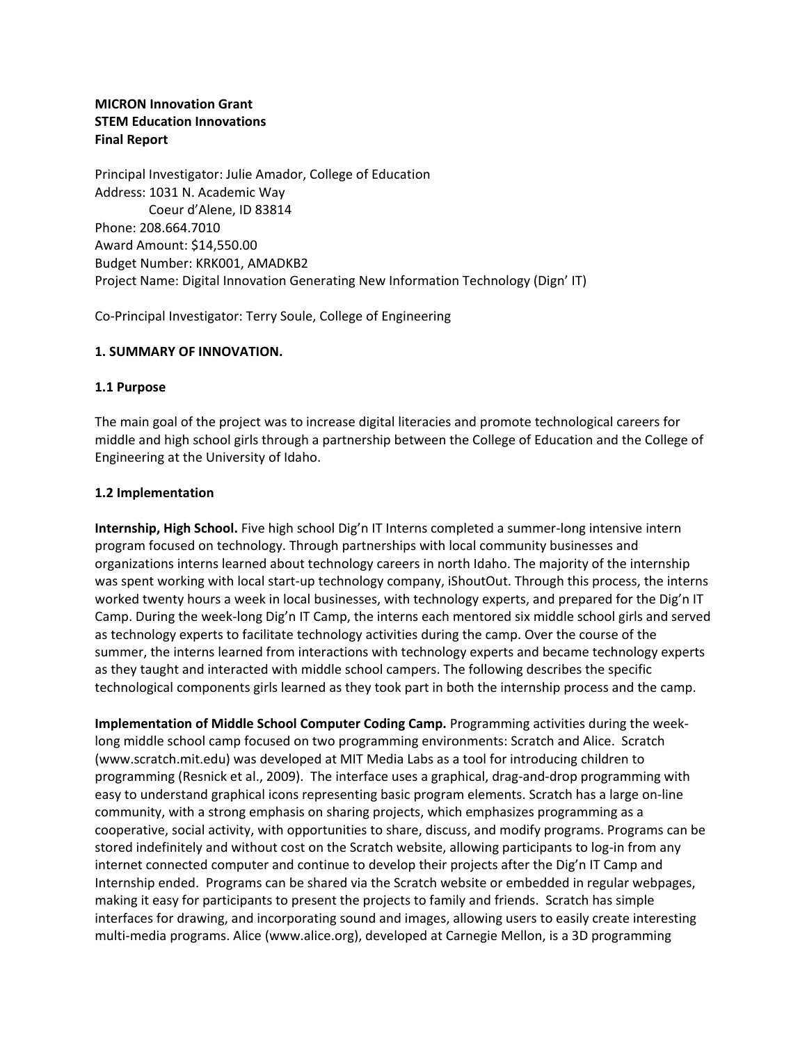**MICRON Innovation Grant**
**STEM Education Innovations**
**Final Report**

Principal Investigator: Julie Amador, College of Education
Address: 1031 N. Academic Way
Coeur d'Alene, ID 83814
Phone: 208.664.7010
Award Amount: $14,550.00
Budget Number: KRK001, AMADKB2
Project Name: Digital Innovation Generating New Information Technology (Dign' IT)

Co-Principal Investigator: Terry Soule, College of Engineering

## 1. SUMMARY OF INNOVATION.

### 1.1 Purpose

The main goal of the project was to increase digital literacies and promote technological careers for middle and high school girls through a partnership between the College of Education and the College of Engineering at the University of Idaho.

### 1.2 Implementation

**Internship, High School.** Five high school Dig'n IT Interns completed a summer-long intensive intern program focused on technology. Through partnerships with local community businesses and organizations interns learned about technology careers in north Idaho. The majority of the internship was spent working with local start-up technology company, iShoutOut. Through this process, the interns worked twenty hours a week in local businesses, with technology experts, and prepared for the Dig'n IT Camp. During the week-long Dig'n IT Camp, the interns each mentored six middle school girls and served as technology experts to facilitate technology activities during the camp. Over the course of the summer, the interns learned from interactions with technology experts and became technology experts as they taught and interacted with middle school campers. The following describes the specific technological components girls learned as they took part in both the internship process and the camp.

**Implementation of Middle School Computer Coding Camp.** Programming activities during the week-long middle school camp focused on two programming environments: Scratch and Alice. Scratch (www.scratch.mit.edu) was developed at MIT Media Labs as a tool for introducing children to programming (Resnick et al., 2009). The interface uses a graphical, drag-and-drop programming with easy to understand graphical icons representing basic program elements. Scratch has a large on-line community, with a strong emphasis on sharing projects, which emphasizes programming as a cooperative, social activity, with opportunities to share, discuss, and modify programs. Programs can be stored indefinitely and without cost on the Scratch website, allowing participants to log-in from any internet connected computer and continue to develop their projects after the Dig'n IT Camp and Internship ended. Programs can be shared via the Scratch website or embedded in regular webpages, making it easy for participants to present the projects to family and friends. Scratch has simple interfaces for drawing, and incorporating sound and images, allowing users to easily create interesting multi-media programs. Alice (www.alice.org), developed at Carnegie Mellon, is a 3D programming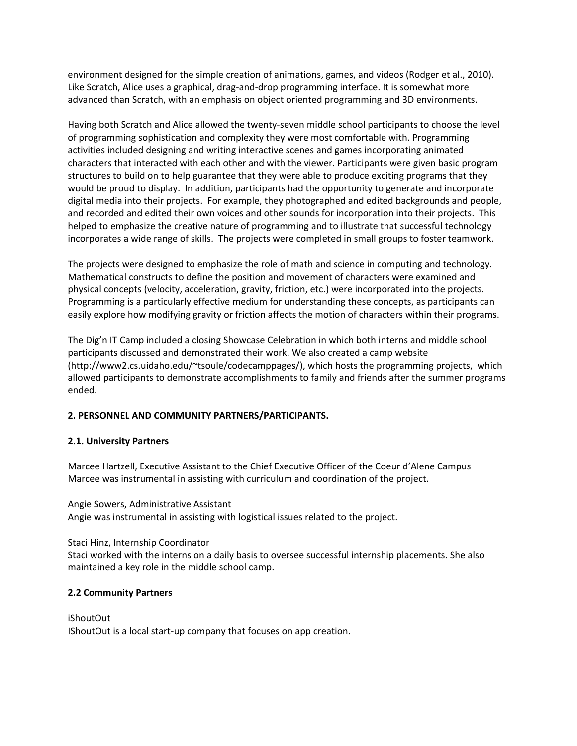environment designed for the simple creation of animations, games, and videos (Rodger et al., 2010). Like Scratch, Alice uses a graphical, drag-and-drop programming interface. It is somewhat more advanced than Scratch, with an emphasis on object oriented programming and 3D environments.

Having both Scratch and Alice allowed the twenty-seven middle school participants to choose the level of programming sophistication and complexity they were most comfortable with. Programming activities included designing and writing interactive scenes and games incorporating animated characters that interacted with each other and with the viewer. Participants were given basic program structures to build on to help guarantee that they were able to produce exciting programs that they would be proud to display. In addition, participants had the opportunity to generate and incorporate digital media into their projects. For example, they photographed and edited backgrounds and people, and recorded and edited their own voices and other sounds for incorporation into their projects. This helped to emphasize the creative nature of programming and to illustrate that successful technology incorporates a wide range of skills. The projects were completed in small groups to foster teamwork.

The projects were designed to emphasize the role of math and science in computing and technology. Mathematical constructs to define the position and movement of characters were examined and physical concepts (velocity, acceleration, gravity, friction, etc.) were incorporated into the projects. Programming is a particularly effective medium for understanding these concepts, as participants can easily explore how modifying gravity or friction affects the motion of characters within their programs.

The Dig'n IT Camp included a closing Showcase Celebration in which both interns and middle school participants discussed and demonstrated their work. We also created a camp website (http://www2.cs.uidaho.edu/~tsoule/codecamppages/), which hosts the programming projects, which allowed participants to demonstrate accomplishments to family and friends after the summer programs ended.

## 2. PERSONNEL AND COMMUNITY PARTNERS/PARTICIPANTS.

### 2.1. University Partners

Marcee Hartzell, Executive Assistant to the Chief Executive Officer of the Coeur d'Alene Campus
Marcee was instrumental in assisting with curriculum and coordination of the project.

Angie Sowers, Administrative Assistant
Angie was instrumental in assisting with logistical issues related to the project.

Staci Hinz, Internship Coordinator
Staci worked with the interns on a daily basis to oversee successful internship placements. She also maintained a key role in the middle school camp.

### 2.2 Community Partners

iShoutOut
IShoutOut is a local start-up company that focuses on app creation.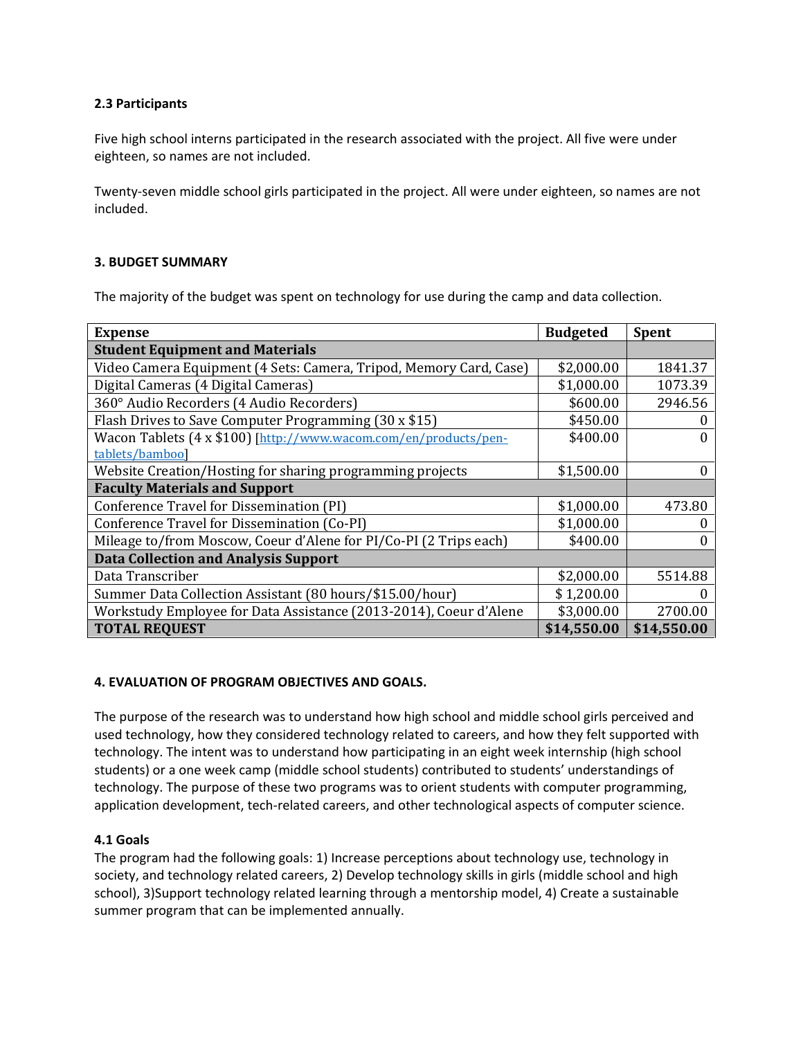**2.3 Participants**

Five high school interns participated in the research associated with the project. All five were under eighteen, so names are not included.

Twenty-seven middle school girls participated in the project. All were under eighteen, so names are not included.

**3. BUDGET SUMMARY**

The majority of the budget was spent on technology for use during the camp and data collection.

| Expense | Budgeted | Spent |
|---|---|---|
| **Student Equipment and Materials** | | |
| Video Camera Equipment (4 Sets: Camera, Tripod, Memory Card, Case) | $2,000.00 | 1841.37 |
| Digital Cameras (4 Digital Cameras) | $1,000.00 | 1073.39 |
| 360° Audio Recorders (4 Audio Recorders) | $600.00 | 2946.56 |
| Flash Drives to Save Computer Programming (30 x $15) | $450.00 | 0 |
| Wacon Tablets (4 x $100) [http://www.wacom.com/en/products/pen-tablets/bamboo] | $400.00 | 0 |
| Website Creation/Hosting for sharing programming projects | $1,500.00 | 0 |
| **Faculty Materials and Support** | | |
| Conference Travel for Dissemination (PI) | $1,000.00 | 473.80 |
| Conference Travel for Dissemination (Co-PI) | $1,000.00 | 0 |
| Mileage to/from Moscow, Coeur d'Alene for PI/Co-PI (2 Trips each) | $400.00 | 0 |
| **Data Collection and Analysis Support** | | |
| Data Transcriber | $2,000.00 | 5514.88 |
| Summer Data Collection Assistant (80 hours/$15.00/hour) | $ 1,200.00 | 0 |
| Workstudy Employee for Data Assistance (2013-2014), Coeur d'Alene | $3,000.00 | 2700.00 |
| **TOTAL REQUEST** | **$14,550.00** | **$14,550.00** |

**4. EVALUATION OF PROGRAM OBJECTIVES AND GOALS.**

The purpose of the research was to understand how high school and middle school girls perceived and used technology, how they considered technology related to careers, and how they felt supported with technology. The intent was to understand how participating in an eight week internship (high school students) or a one week camp (middle school students) contributed to students' understandings of technology. The purpose of these two programs was to orient students with computer programming, application development, tech-related careers, and other technological aspects of computer science.

**4.1 Goals**

The program had the following goals: 1) Increase perceptions about technology use, technology in society, and technology related careers, 2) Develop technology skills in girls (middle school and high school), 3)Support technology related learning through a mentorship model, 4) Create a sustainable summer program that can be implemented annually.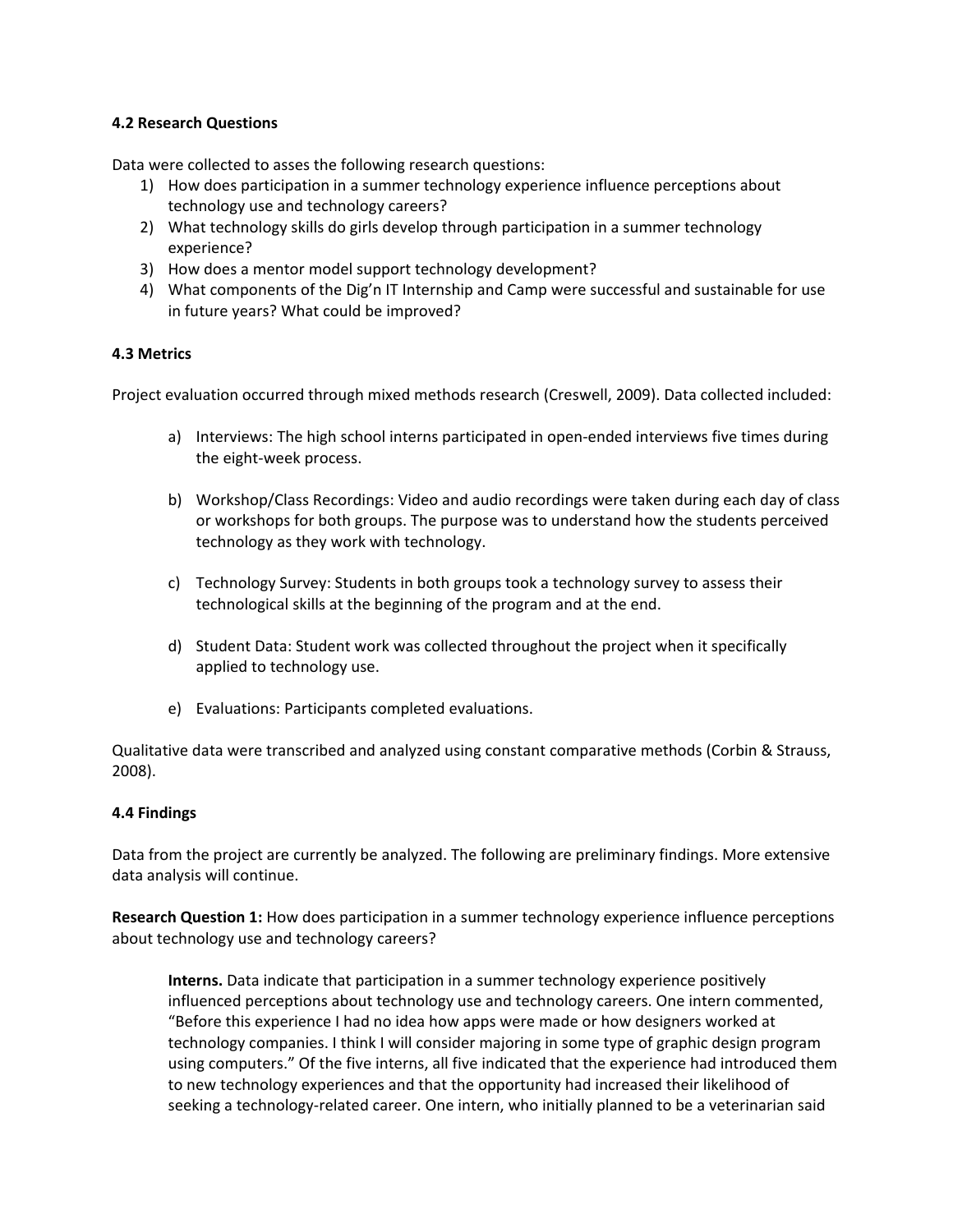### 4.2 Research Questions

Data were collected to asses the following research questions:

1) How does participation in a summer technology experience influence perceptions about technology use and technology careers?
2) What technology skills do girls develop through participation in a summer technology experience?
3) How does a mentor model support technology development?
4) What components of the Dig'n IT Internship and Camp were successful and sustainable for use in future years? What could be improved?

### 4.3 Metrics

Project evaluation occurred through mixed methods research (Creswell, 2009). Data collected included:

a) Interviews: The high school interns participated in open-ended interviews five times during the eight-week process.

b) Workshop/Class Recordings: Video and audio recordings were taken during each day of class or workshops for both groups. The purpose was to understand how the students perceived technology as they work with technology.

c) Technology Survey: Students in both groups took a technology survey to assess their technological skills at the beginning of the program and at the end.

d) Student Data: Student work was collected throughout the project when it specifically applied to technology use.

e) Evaluations: Participants completed evaluations.

Qualitative data were transcribed and analyzed using constant comparative methods (Corbin & Strauss, 2008).

### 4.4 Findings

Data from the project are currently be analyzed. The following are preliminary findings. More extensive data analysis will continue.

**Research Question 1:** How does participation in a summer technology experience influence perceptions about technology use and technology careers?

**Interns.** Data indicate that participation in a summer technology experience positively influenced perceptions about technology use and technology careers. One intern commented, "Before this experience I had no idea how apps were made or how designers worked at technology companies. I think I will consider majoring in some type of graphic design program using computers." Of the five interns, all five indicated that the experience had introduced them to new technology experiences and that the opportunity had increased their likelihood of seeking a technology-related career. One intern, who initially planned to be a veterinarian said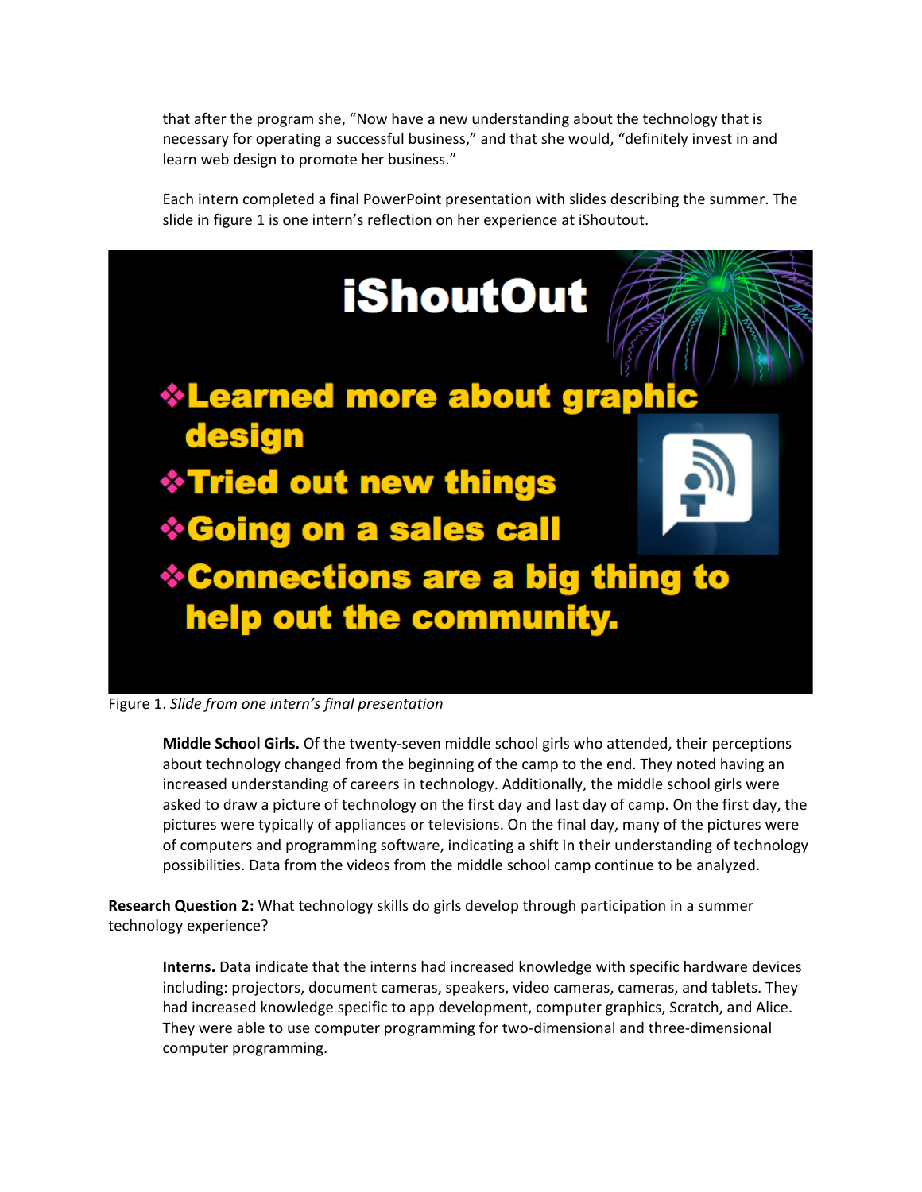that after the program she, "Now have a new understanding about the technology that is necessary for operating a successful business," and that she would, "definitely invest in and learn web design to promote her business."

Each intern completed a final PowerPoint presentation with slides describing the summer. The slide in figure 1 is one intern's reflection on her experience at iShoutout.

**iShoutOut**

- **Learned more about graphic design**
- **Tried out new things**
- **Going on a sales call**
- **Connections are a big thing to help out the community.**

Figure 1. *Slide from one intern's final presentation*

**Middle School Girls.** Of the twenty-seven middle school girls who attended, their perceptions about technology changed from the beginning of the camp to the end. They noted having an increased understanding of careers in technology. Additionally, the middle school girls were asked to draw a picture of technology on the first day and last day of camp. On the first day, the pictures were typically of appliances or televisions. On the final day, many of the pictures were of computers and programming software, indicating a shift in their understanding of technology possibilities. Data from the videos from the middle school camp continue to be analyzed.

**Research Question 2:** What technology skills do girls develop through participation in a summer technology experience?

**Interns.** Data indicate that the interns had increased knowledge with specific hardware devices including: projectors, document cameras, speakers, video cameras, cameras, and tablets. They had increased knowledge specific to app development, computer graphics, Scratch, and Alice. They were able to use computer programming for two-dimensional and three-dimensional computer programming.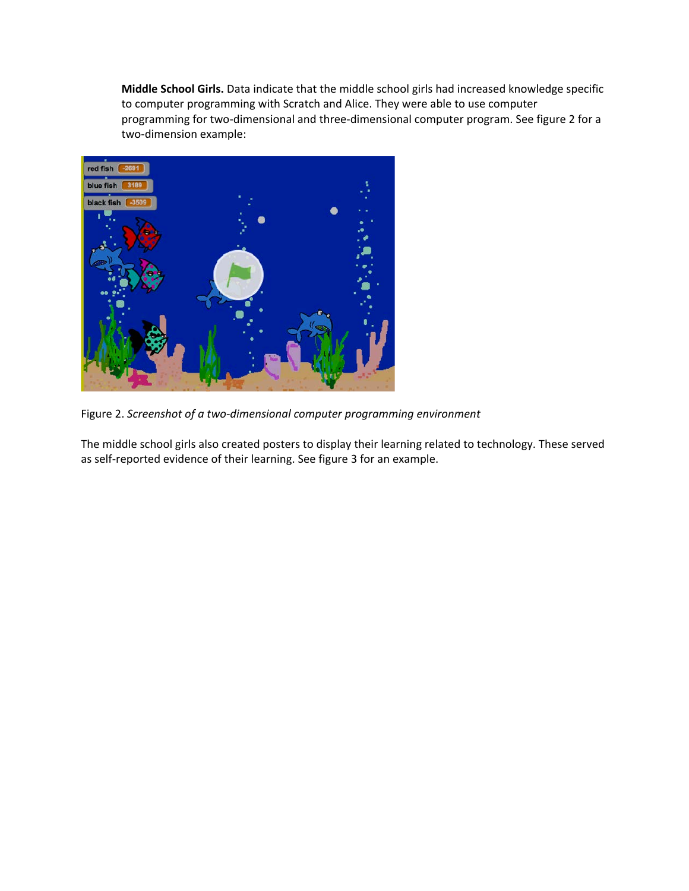**Middle School Girls.** Data indicate that the middle school girls had increased knowledge specific to computer programming with Scratch and Alice. They were able to use computer programming for two-dimensional and three-dimensional computer program. See figure 2 for a two-dimension example:

Figure 2. *Screenshot of a two-dimensional computer programming environment*

The middle school girls also created posters to display their learning related to technology. These served as self-reported evidence of their learning. See figure 3 for an example.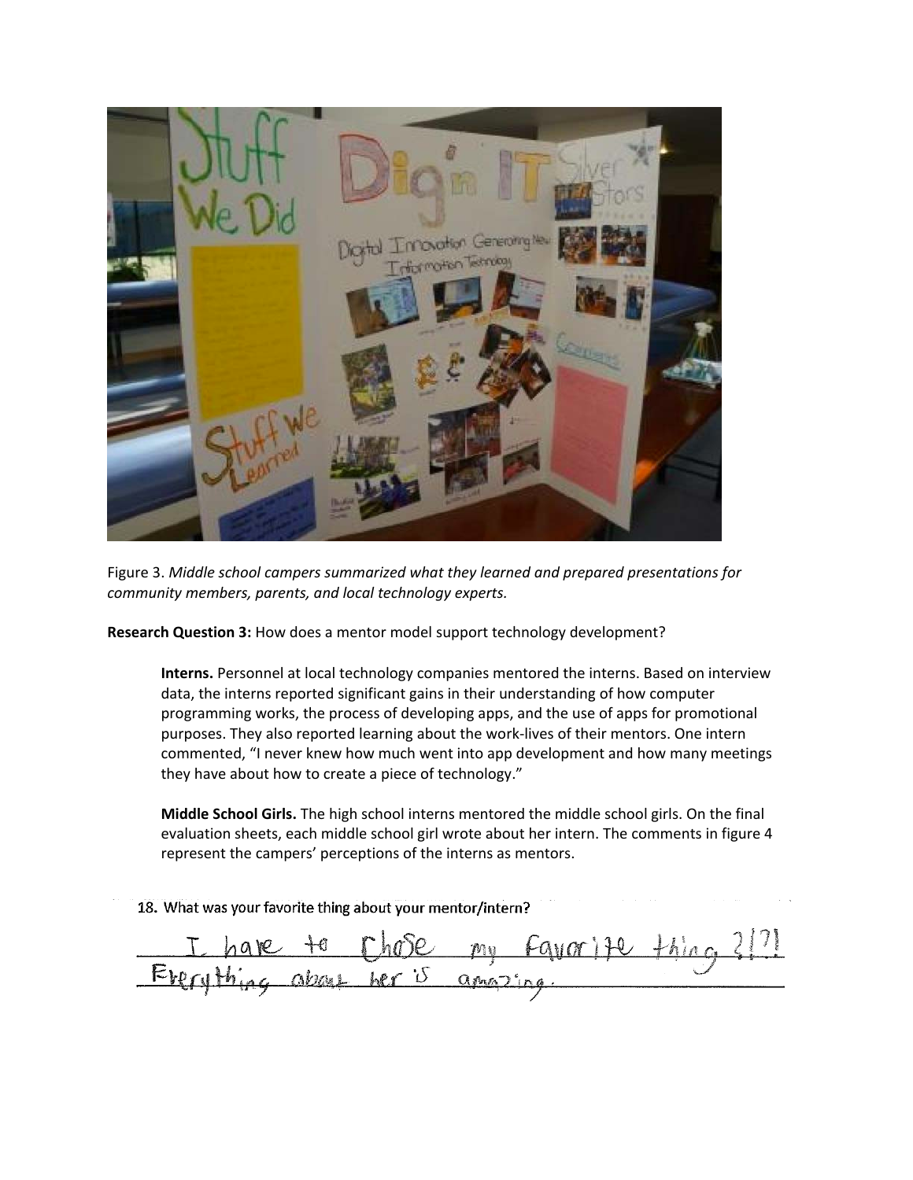Figure 3. *Middle school campers summarized what they learned and prepared presentations for community members, parents, and local technology experts.*

**Research Question 3:** How does a mentor model support technology development?

**Interns.** Personnel at local technology companies mentored the interns. Based on interview data, the interns reported significant gains in their understanding of how computer programming works, the process of developing apps, and the use of apps for promotional purposes. They also reported learning about the work-lives of their mentors. One intern commented, "I never knew how much went into app development and how many meetings they have about how to create a piece of technology."

**Middle School Girls.** The high school interns mentored the middle school girls. On the final evaluation sheets, each middle school girl wrote about her intern. The comments in figure 4 represent the campers' perceptions of the interns as mentors.

18. What was your favorite thing about your mentor/intern?

I have to chose my favorite thing?!?! Everything about her is amazing.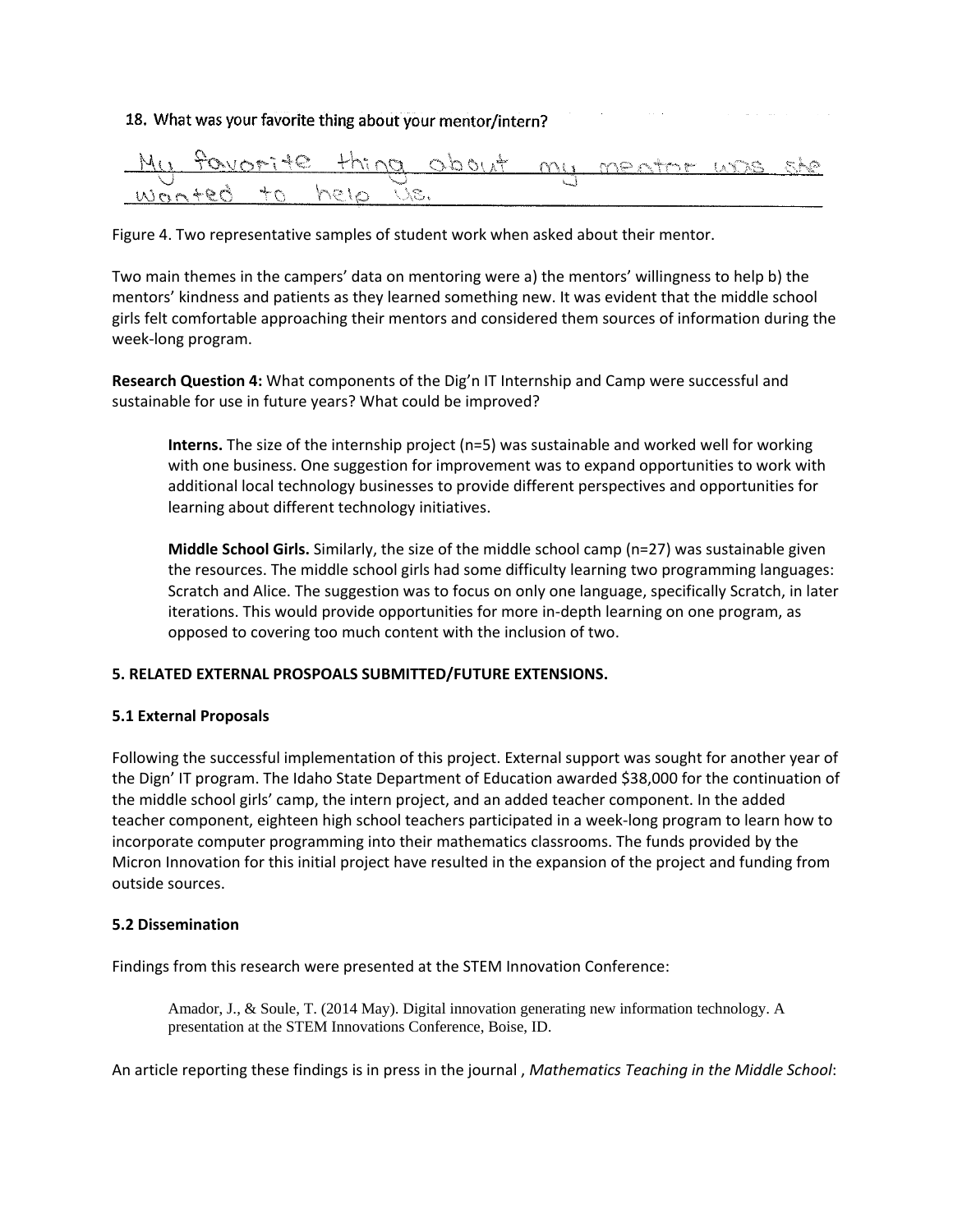18. What was your favorite thing about your mentor/intern?

My favorite thing about my mentor was she wanted to help us.

Figure 4. Two representative samples of student work when asked about their mentor.

Two main themes in the campers' data on mentoring were a) the mentors' willingness to help b) the mentors' kindness and patients as they learned something new. It was evident that the middle school girls felt comfortable approaching their mentors and considered them sources of information during the week-long program.

**Research Question 4:** What components of the Dig'n IT Internship and Camp were successful and sustainable for use in future years? What could be improved?

> **Interns.** The size of the internship project (n=5) was sustainable and worked well for working with one business. One suggestion for improvement was to expand opportunities to work with additional local technology businesses to provide different perspectives and opportunities for learning about different technology initiatives.
>
> **Middle School Girls.** Similarly, the size of the middle school camp (n=27) was sustainable given the resources. The middle school girls had some difficulty learning two programming languages: Scratch and Alice. The suggestion was to focus on only one language, specifically Scratch, in later iterations. This would provide opportunities for more in-depth learning on one program, as opposed to covering too much content with the inclusion of two.

## 5. RELATED EXTERNAL PROSPOALS SUBMITTED/FUTURE EXTENSIONS.

### 5.1 External Proposals

Following the successful implementation of this project. External support was sought for another year of the Dign' IT program. The Idaho State Department of Education awarded $38,000 for the continuation of the middle school girls' camp, the intern project, and an added teacher component. In the added teacher component, eighteen high school teachers participated in a week-long program to learn how to incorporate computer programming into their mathematics classrooms. The funds provided by the Micron Innovation for this initial project have resulted in the expansion of the project and funding from outside sources.

### 5.2 Dissemination

Findings from this research were presented at the STEM Innovation Conference:

> Amador, J., & Soule, T. (2014 May). Digital innovation generating new information technology. A presentation at the STEM Innovations Conference, Boise, ID.

An article reporting these findings is in press in the journal , *Mathematics Teaching in the Middle School*: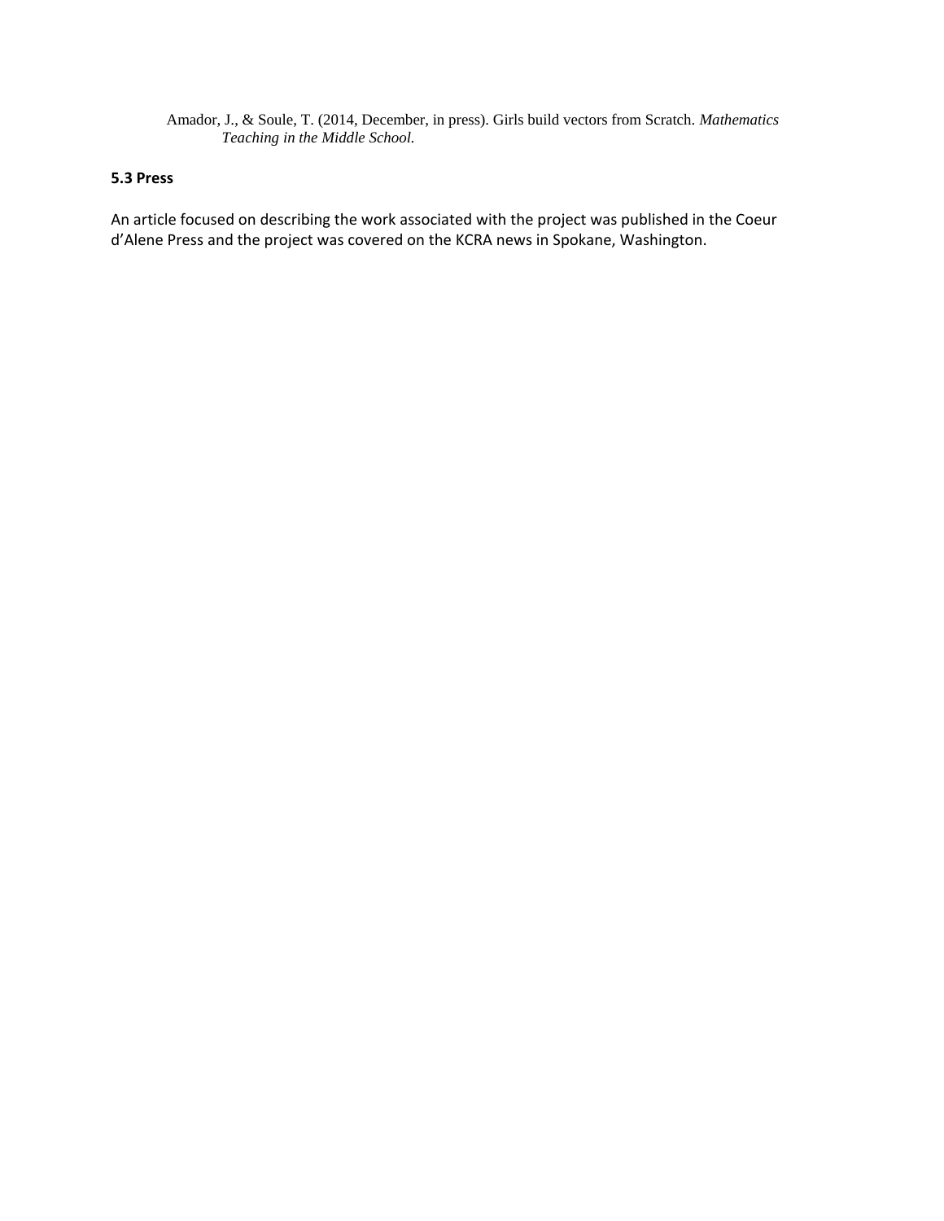Amador, J., & Soule, T. (2014, December, in press). Girls build vectors from Scratch. *Mathematics Teaching in the Middle School.*

### 5.3 Press

An article focused on describing the work associated with the project was published in the Coeur d'Alene Press and the project was covered on the KCRA news in Spokane, Washington.